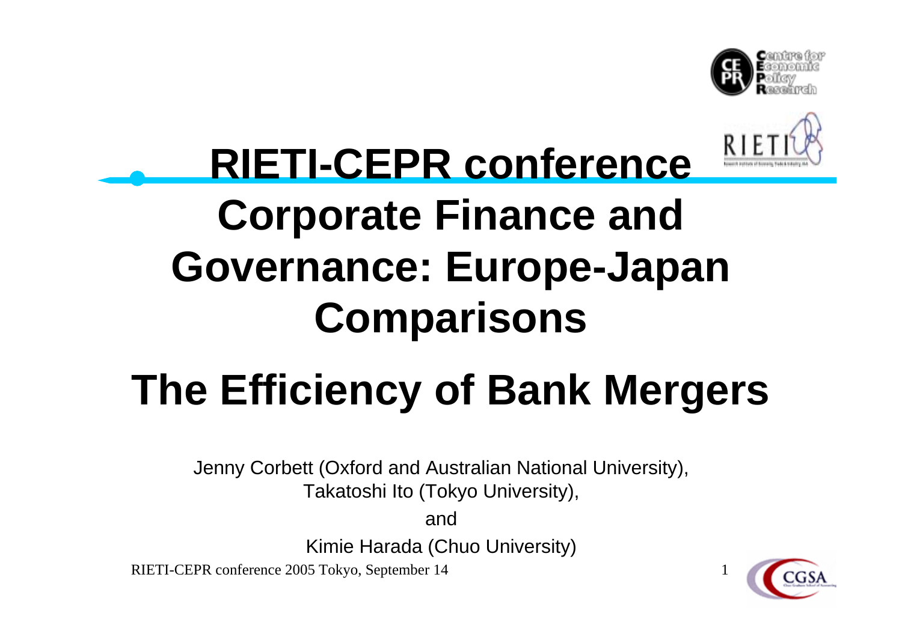# RIETI-CEPR conference

# Corporate Finance and Governance: Europe-Japan Comparisons

# The Efficiency of Bank Mergers

Jenny Corbett (Oxford and Australian National University),
Takatoshi Ito (Tokyo University),

and

Kimie Harada (Chuo University)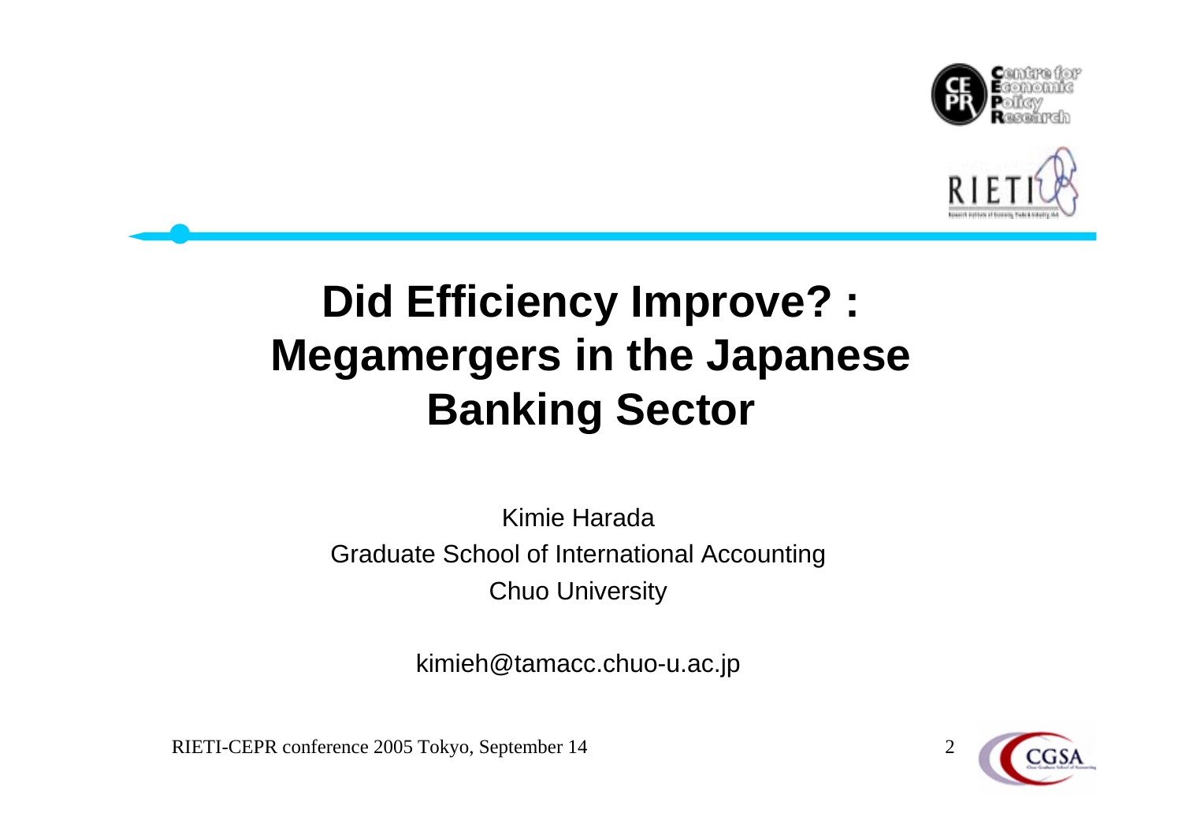# Did Efficiency Improve? : Megamergers in the Japanese Banking Sector

Kimie Harada

Graduate School of International Accounting

Chuo University

kimieh@tamacc.chuo-u.ac.jp

RIETI-CEPR conference 2005 Tokyo, September 14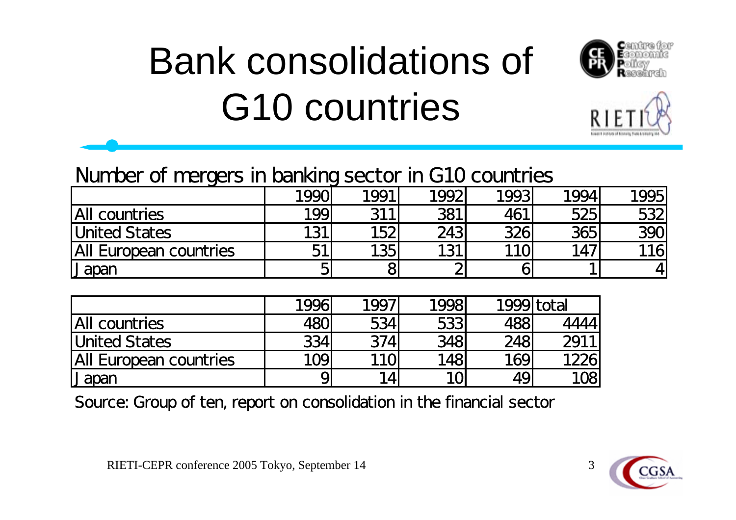# Bank consolidations of G10 countries

Number of mergers in banking sector in G10 countries

| | 1990 | 1991 | 1992 | 1993 | 1994 | 1995 |
|---|---|---|---|---|---|---|
| All countries | 199 | 311 | 381 | 461 | 525 | 532 |
| United States | 131 | 152 | 243 | 326 | 365 | 390 |
| All European countries | 51 | 135 | 131 | 110 | 147 | 116 |
| Japan | 5 | 8 | 2 | 6 | 1 | 4 |

| | 1996 | 1997 | 1998 | 1999 | total |
|---|---|---|---|---|---|
| All countries | 480 | 534 | 533 | 488 | 4444 |
| United States | 334 | 374 | 348 | 248 | 2911 |
| All European countries | 109 | 110 | 148 | 169 | 1226 |
| Japan | 9 | 14 | 10 | 49 | 108 |

Source: Group of ten, report on consolidation in the financial sector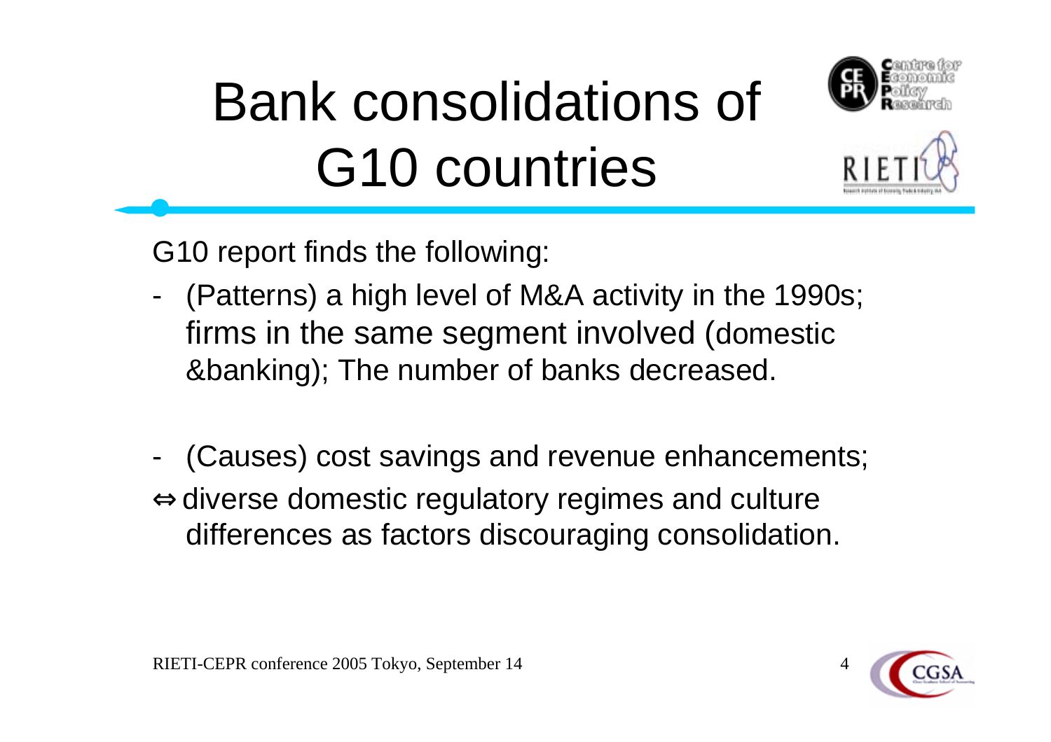# Bank consolidations of G10 countries

G10 report finds the following:

- (Patterns) a high level of M&A activity in the 1990s; firms in the same segment involved (domestic &banking); The number of banks decreased.

- (Causes) cost savings and revenue enhancements;

⇔ diverse domestic regulatory regimes and culture differences as factors discouraging consolidation.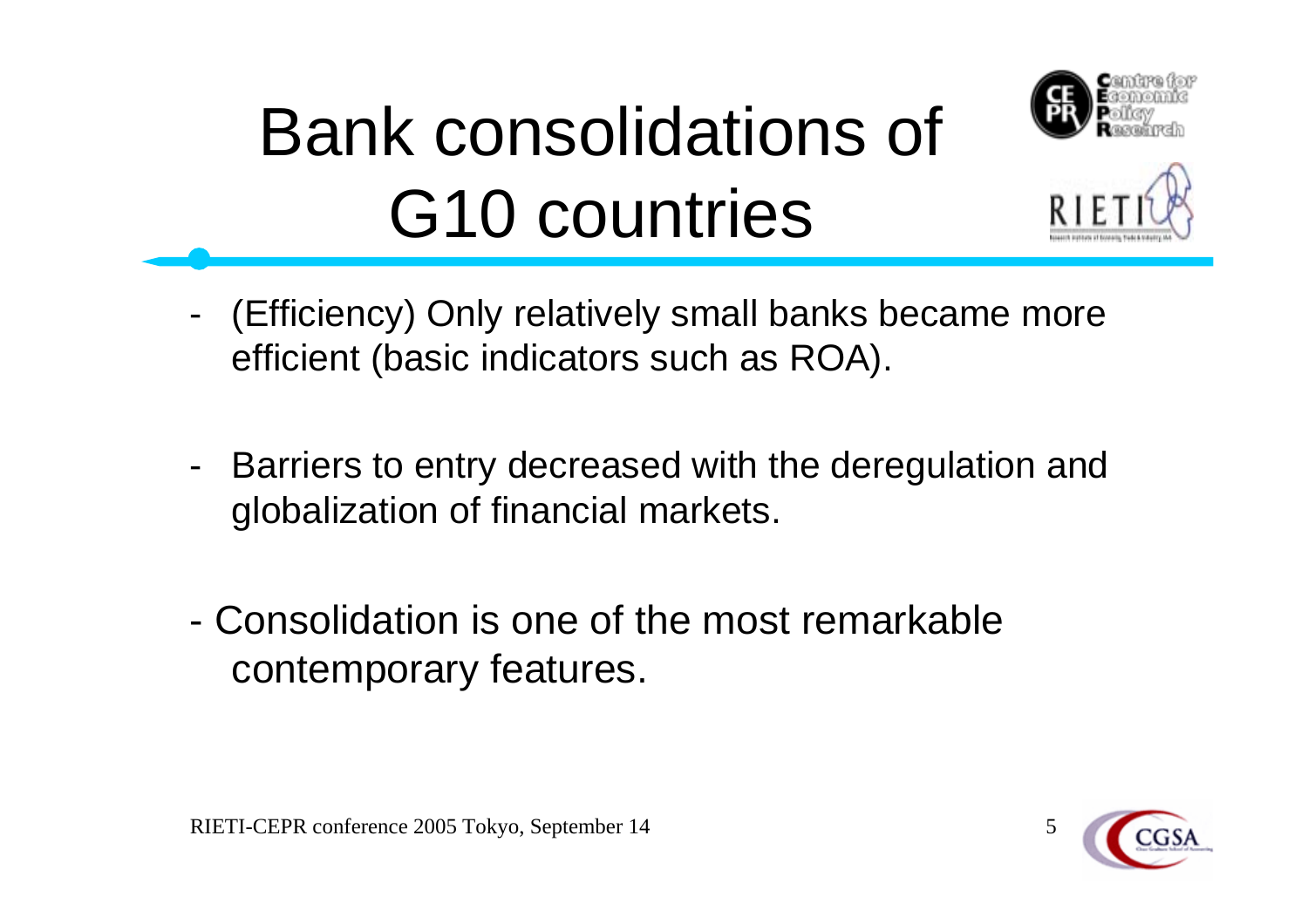# Bank consolidations of G10 countries

- (Efficiency) Only relatively small banks became more efficient (basic indicators such as ROA).

- Barriers to entry decreased with the deregulation and globalization of financial markets.

- Consolidation is one of the most remarkable contemporary features.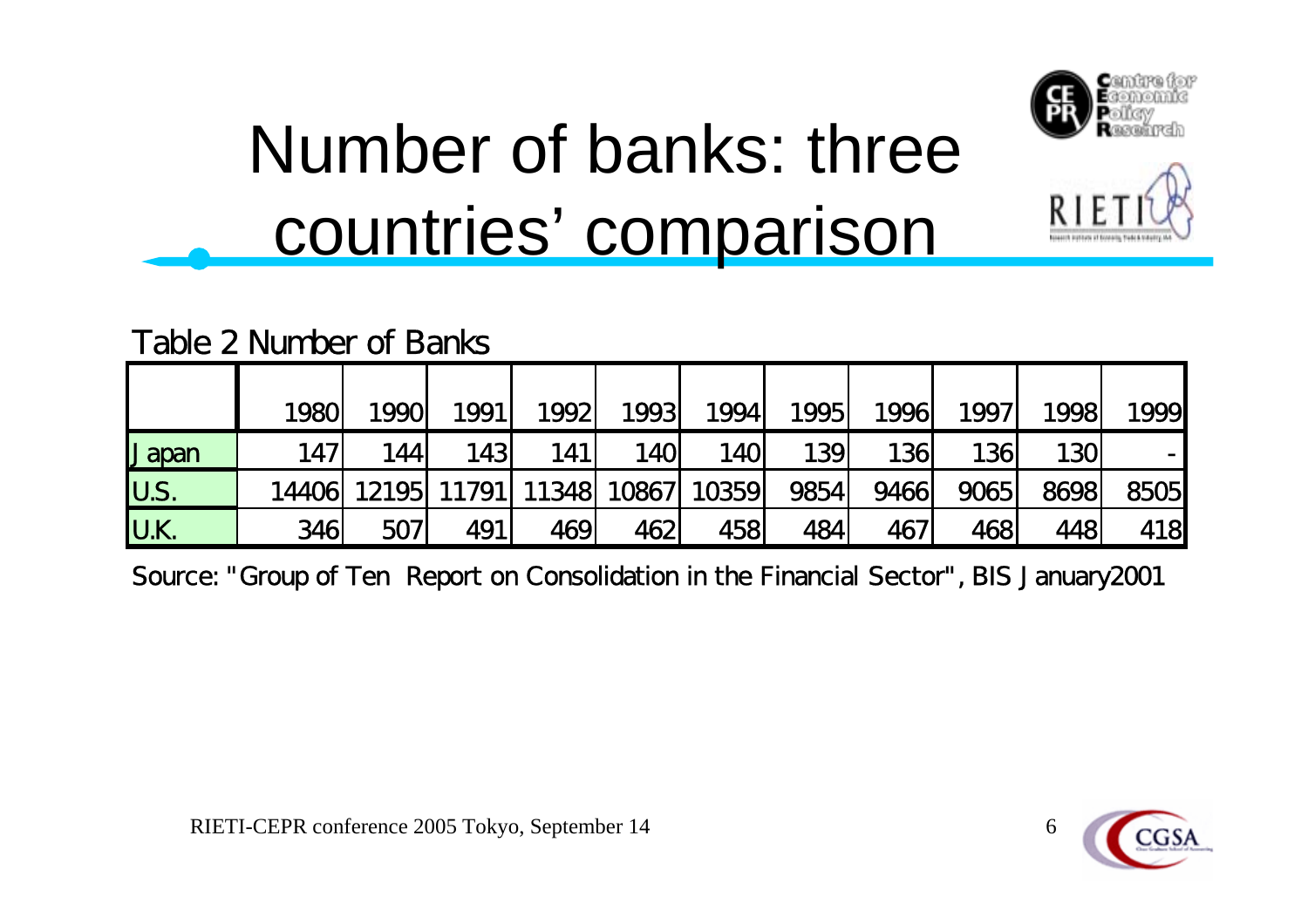# Number of banks: three countries' comparison

Table 2 Number of Banks

| | 1980 | 1990 | 1991 | 1992 | 1993 | 1994 | 1995 | 1996 | 1997 | 1998 | 1999 |
|---|---|---|---|---|---|---|---|---|---|---|---|
| Japan | 147 | 144 | 143 | 141 | 140 | 140 | 139 | 136 | 136 | 130 | - |
| U.S. | 14406 | 12195 | 11791 | 11348 | 10867 | 10359 | 9854 | 9466 | 9065 | 8698 | 8505 |
| U.K. | 346 | 507 | 491 | 469 | 462 | 458 | 484 | 467 | 468 | 448 | 418 |

Source: "Group of Ten Report on Consolidation in the Financial Sector", BIS January2001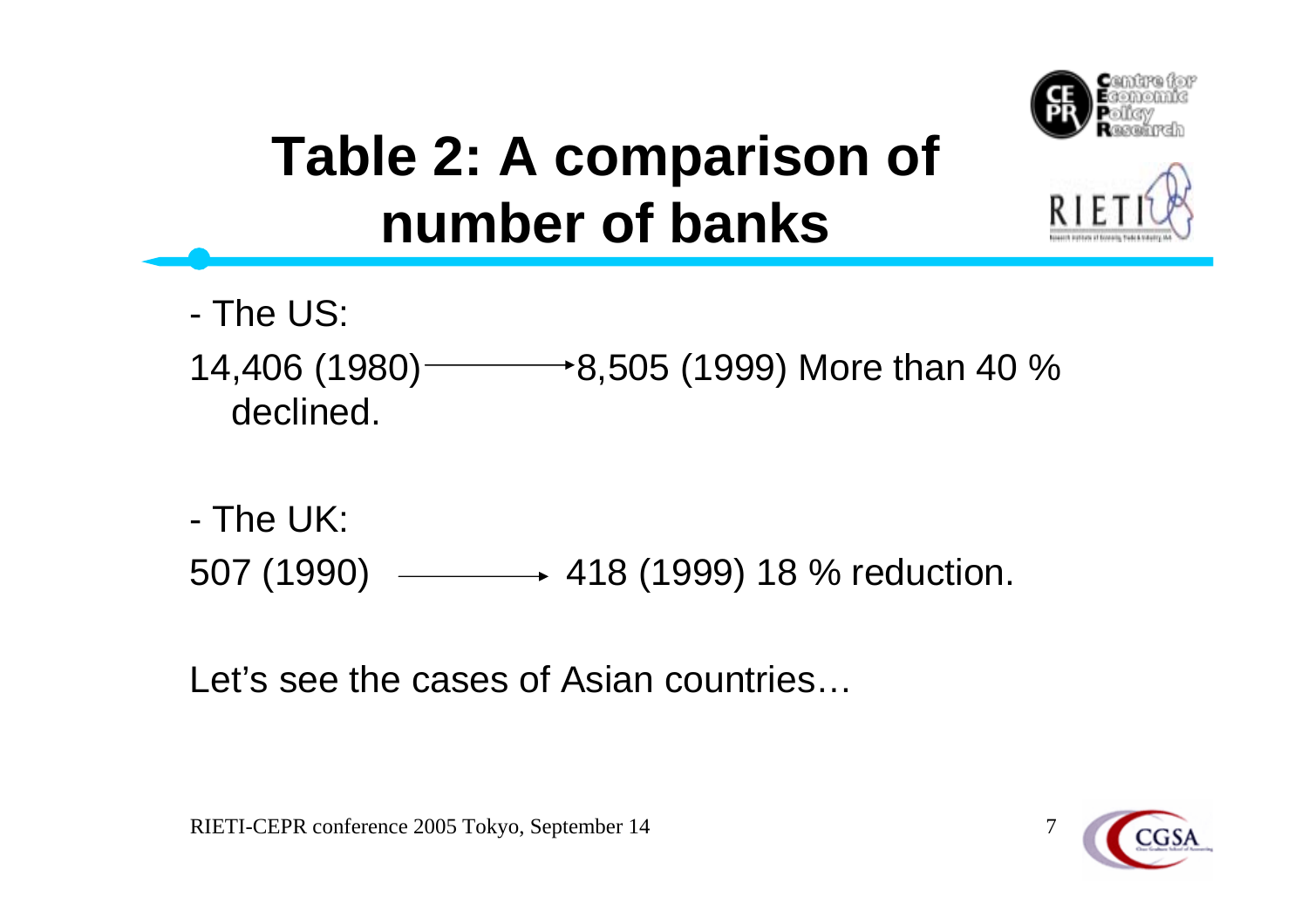# Table 2: A comparison of number of banks

- The US:

14,406 (1980) → 8,505 (1999) More than 40 % declined.

- The UK:

507 (1990) → 418 (1999) 18 % reduction.

Let's see the cases of Asian countries…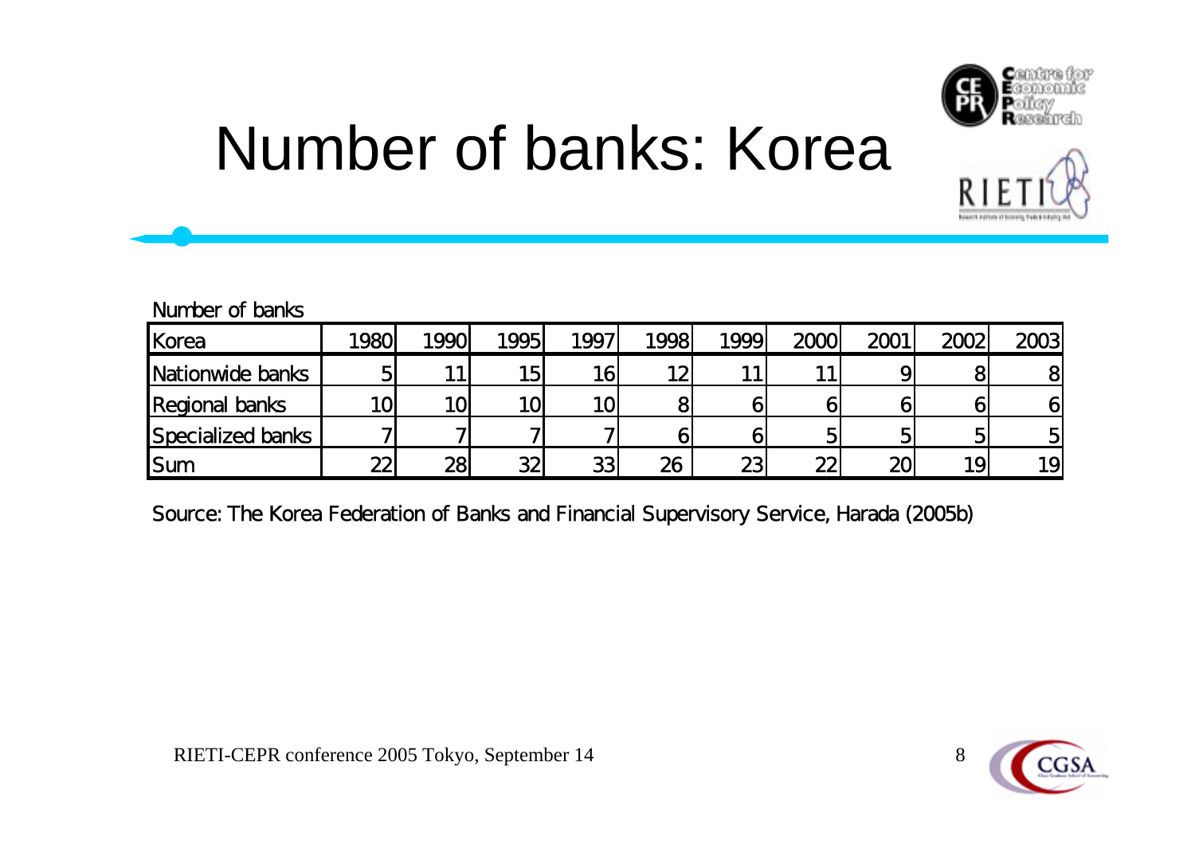# Number of banks: Korea

Number of banks

| Korea | 1980 | 1990 | 1995 | 1997 | 1998 | 1999 | 2000 | 2001 | 2002 | 2003 |
|---|---|---|---|---|---|---|---|---|---|---|
| Nationwide banks | 5 | 11 | 15 | 16 | 12 | 11 | 11 | 9 | 8 | 8 |
| Regional banks | 10 | 10 | 10 | 10 | 8 | 6 | 6 | 6 | 6 | 6 |
| Specialized banks | 7 | 7 | 7 | 7 | 6 | 6 | 5 | 5 | 5 | 5 |
| Sum | 22 | 28 | 32 | 33 | 26 | 23 | 22 | 20 | 19 | 19 |

Source: The Korea Federation of Banks and Financial Supervisory Service, Harada (2005b)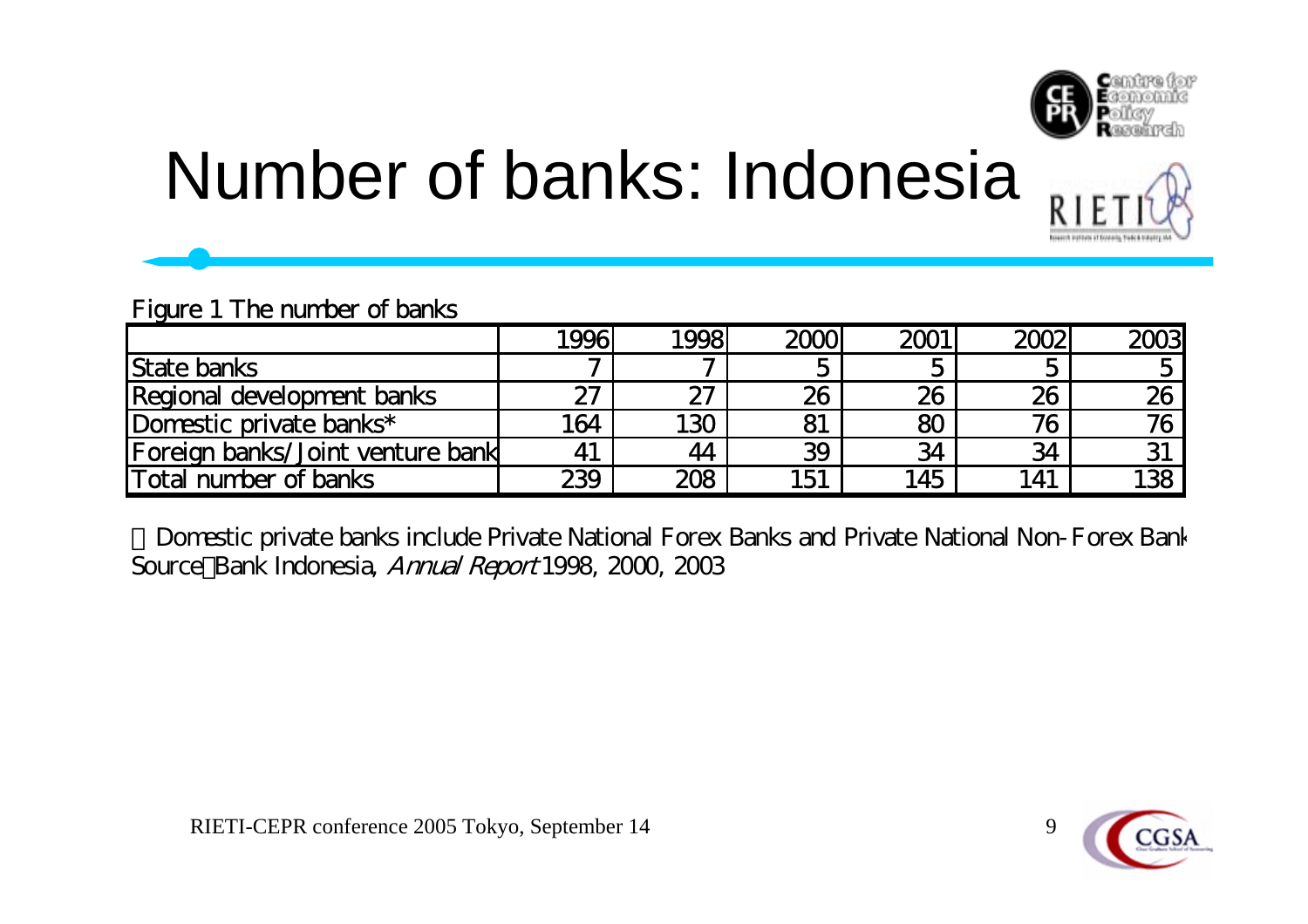# Number of banks: Indonesia

Figure 1 The number of banks

| | 1996 | 1998 | 2000 | 2001 | 2002 | 2003 |
|---|---|---|---|---|---|---|
| State banks | 7 | 7 | 5 | 5 | 5 | 5 |
| Regional development banks | 27 | 27 | 26 | 26 | 26 | 26 |
| Domestic private banks* | 164 | 130 | 81 | 80 | 76 | 76 |
| Foreign banks/Joint venture bank | 41 | 44 | 39 | 34 | 34 | 31 |
| Total number of banks | 239 | 208 | 151 | 145 | 141 | 138 |

＊Domestic private banks include Private National Forex Banks and Private National Non-Forex Bank
Source：Bank Indonesia, *Annual Report* 1998, 2000, 2003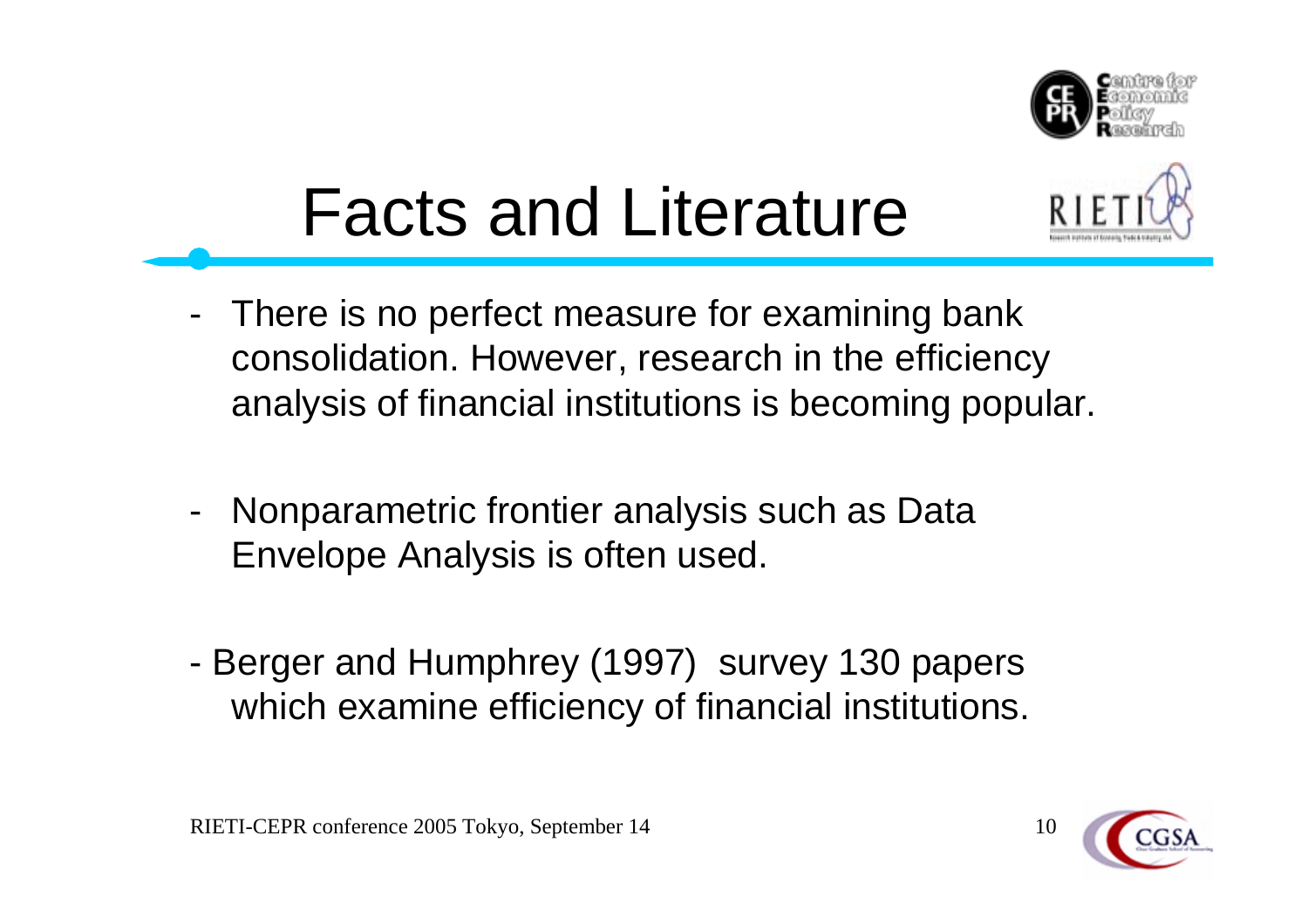# Facts and Literature

- There is no perfect measure for examining bank consolidation. However, research in the efficiency analysis of financial institutions is becoming popular.
- Nonparametric frontier analysis such as Data Envelope Analysis is often used.
- Berger and Humphrey (1997) survey 130 papers which examine efficiency of financial institutions.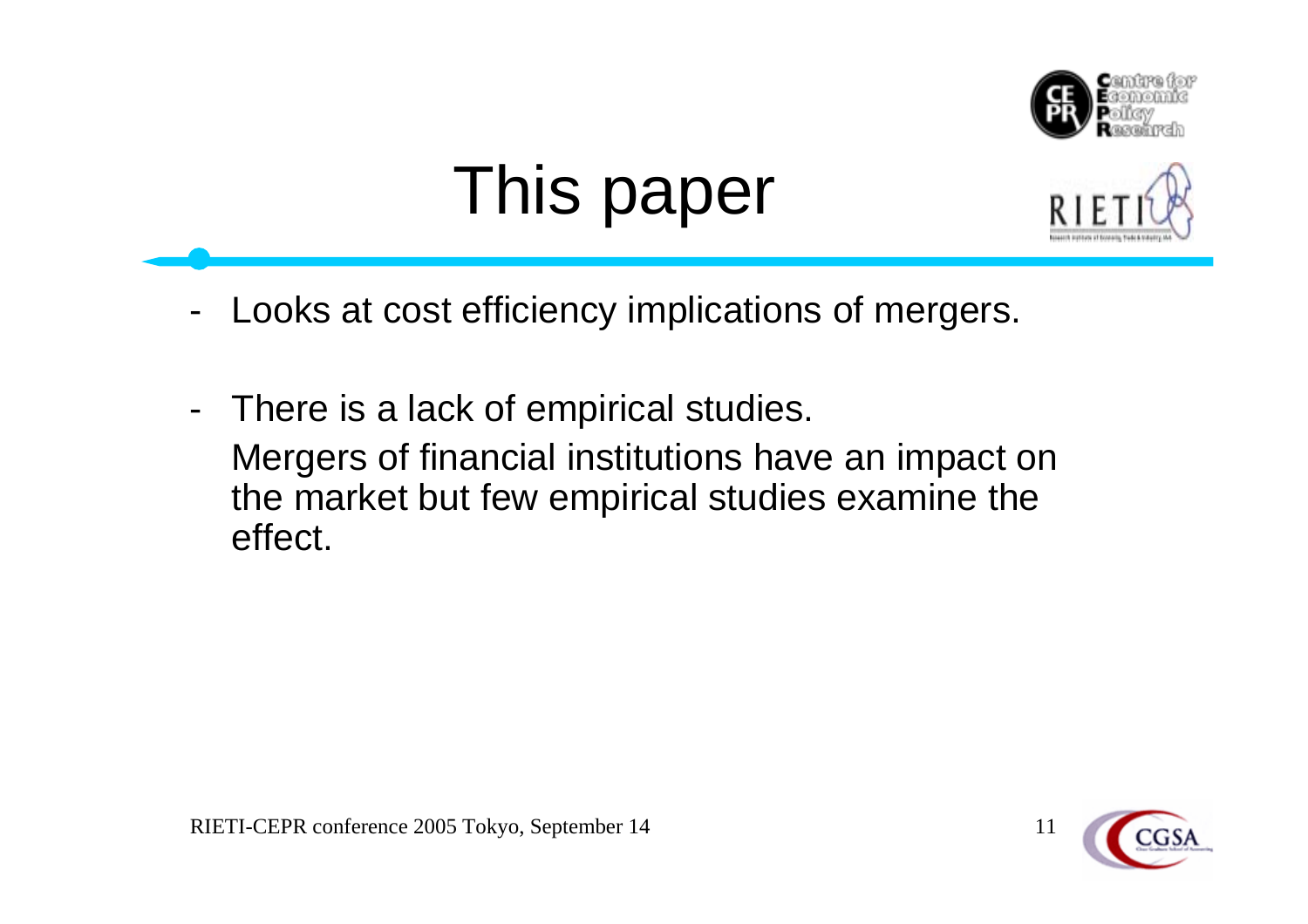# This paper

- Looks at cost efficiency implications of mergers.

- There is a lack of empirical studies.
  Mergers of financial institutions have an impact on the market but few empirical studies examine the effect.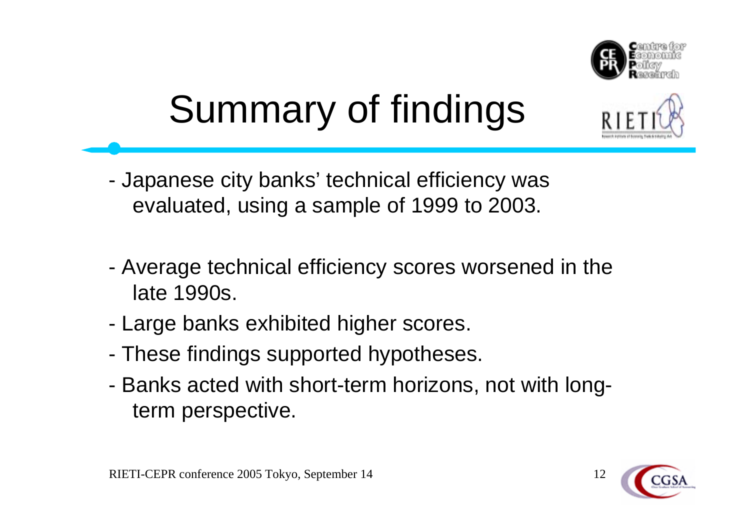# Summary of findings

- Japanese city banks' technical efficiency was evaluated, using a sample of 1999 to 2003.

- Average technical efficiency scores worsened in the late 1990s.
- Large banks exhibited higher scores.
- These findings supported hypotheses.
- Banks acted with short-term horizons, not with long-term perspective.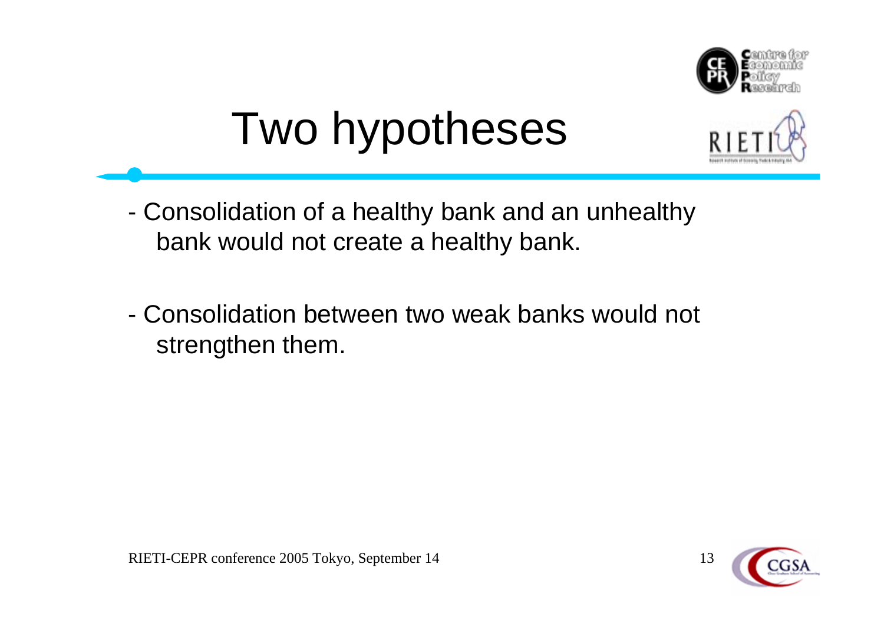# Two hypotheses

- Consolidation of a healthy bank and an unhealthy bank would not create a healthy bank.

- Consolidation between two weak banks would not strengthen them.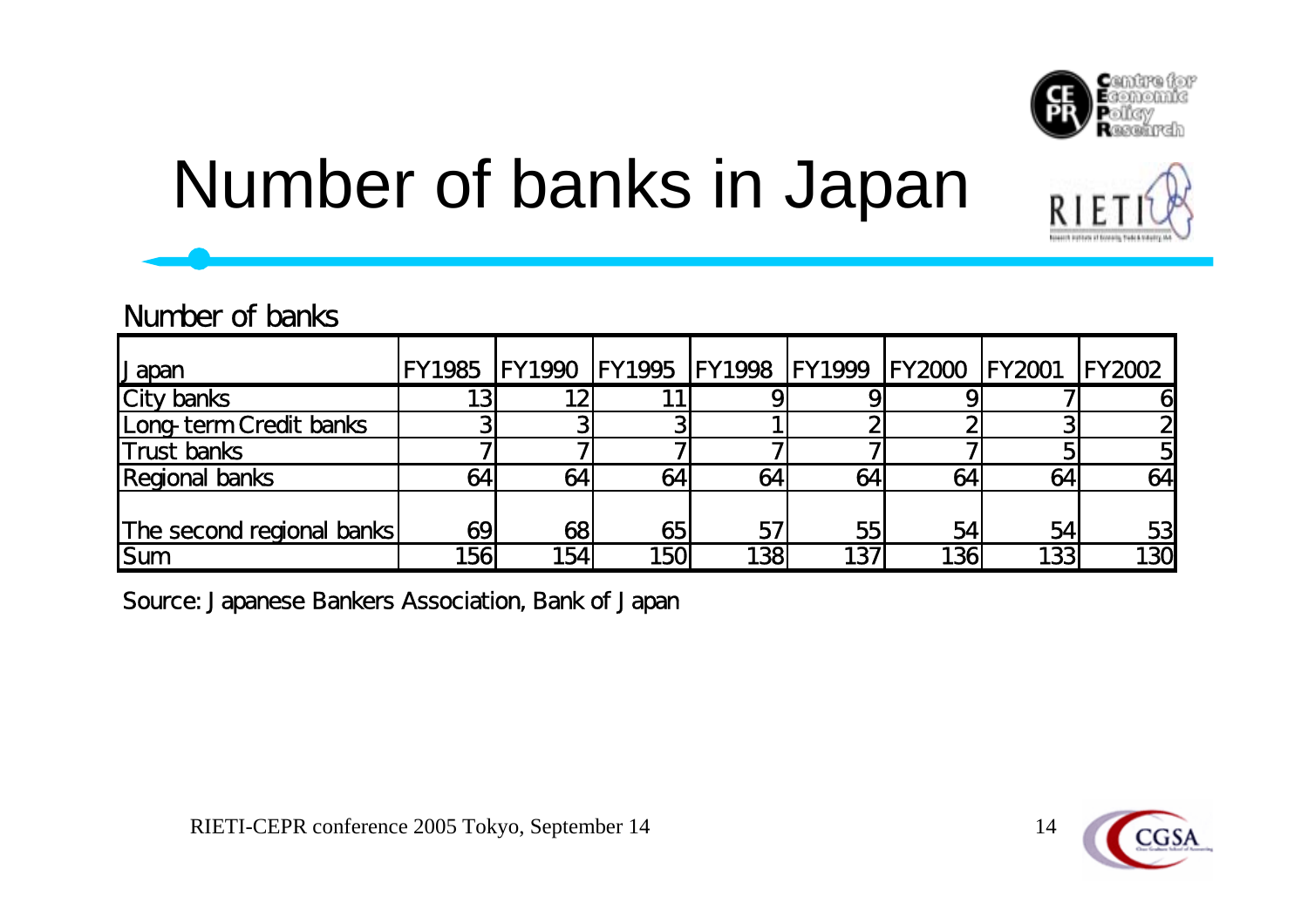# Number of banks in Japan

Number of banks

| Japan | FY1985 | FY1990 | FY1995 | FY1998 | FY1999 | FY2000 | FY2001 | FY2002 |
|---|---|---|---|---|---|---|---|---|
| City banks | 13 | 12 | 11 | 9 | 9 | 9 | 7 | 6 |
| Long-term Credit banks | 3 | 3 | 3 | 1 | 2 | 2 | 3 | 2 |
| Trust banks | 7 | 7 | 7 | 7 | 7 | 7 | 5 | 5 |
| Regional banks | 64 | 64 | 64 | 64 | 64 | 64 | 64 | 64 |
| The second regional banks | 69 | 68 | 65 | 57 | 55 | 54 | 54 | 53 |
| Sum | 156 | 154 | 150 | 138 | 137 | 136 | 133 | 130 |

Source: Japanese Bankers Association, Bank of Japan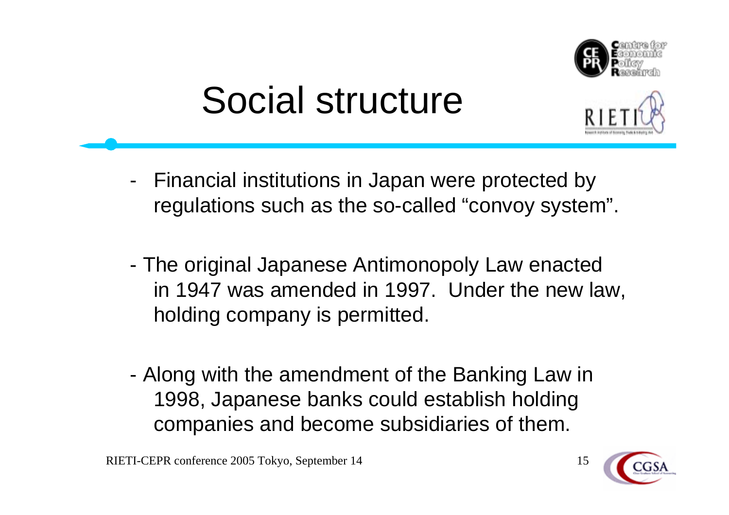# Social structure

- Financial institutions in Japan were protected by regulations such as the so-called "convoy system".

- The original Japanese Antimonopoly Law enacted in 1947 was amended in 1997. Under the new law, holding company is permitted.

- Along with the amendment of the Banking Law in 1998, Japanese banks could establish holding companies and become subsidiaries of them.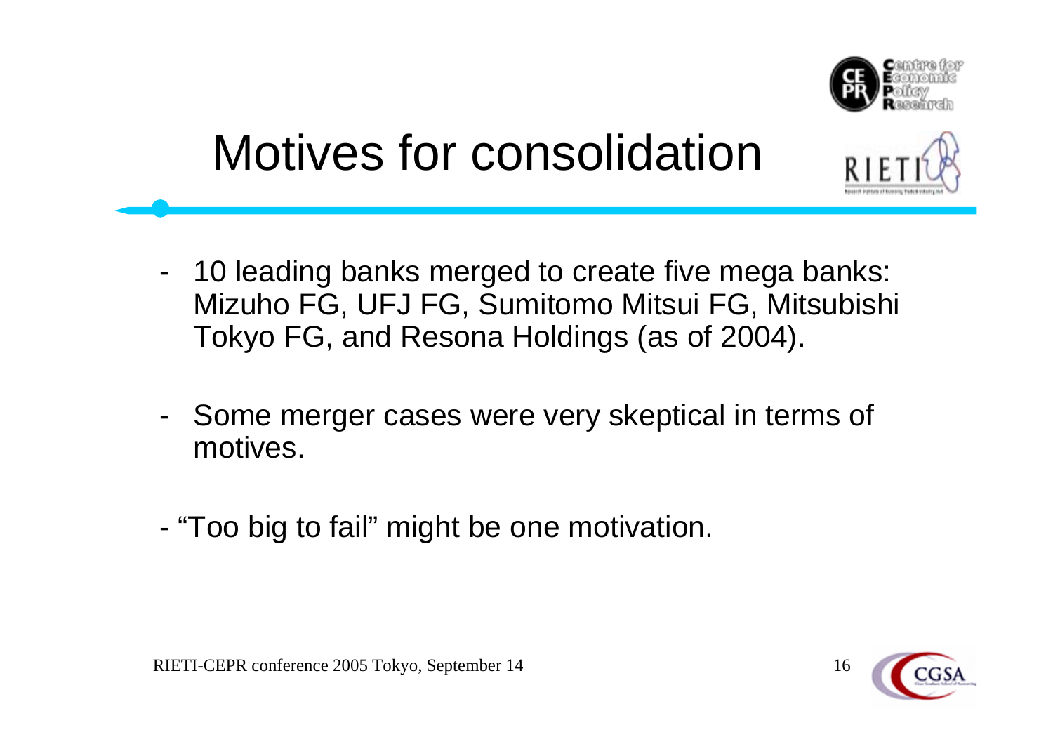# Motives for consolidation

- 10 leading banks merged to create five mega banks: Mizuho FG, UFJ FG, Sumitomo Mitsui FG, Mitsubishi Tokyo FG, and Resona Holdings (as of 2004).

- Some merger cases were very skeptical in terms of motives.

- "Too big to fail" might be one motivation.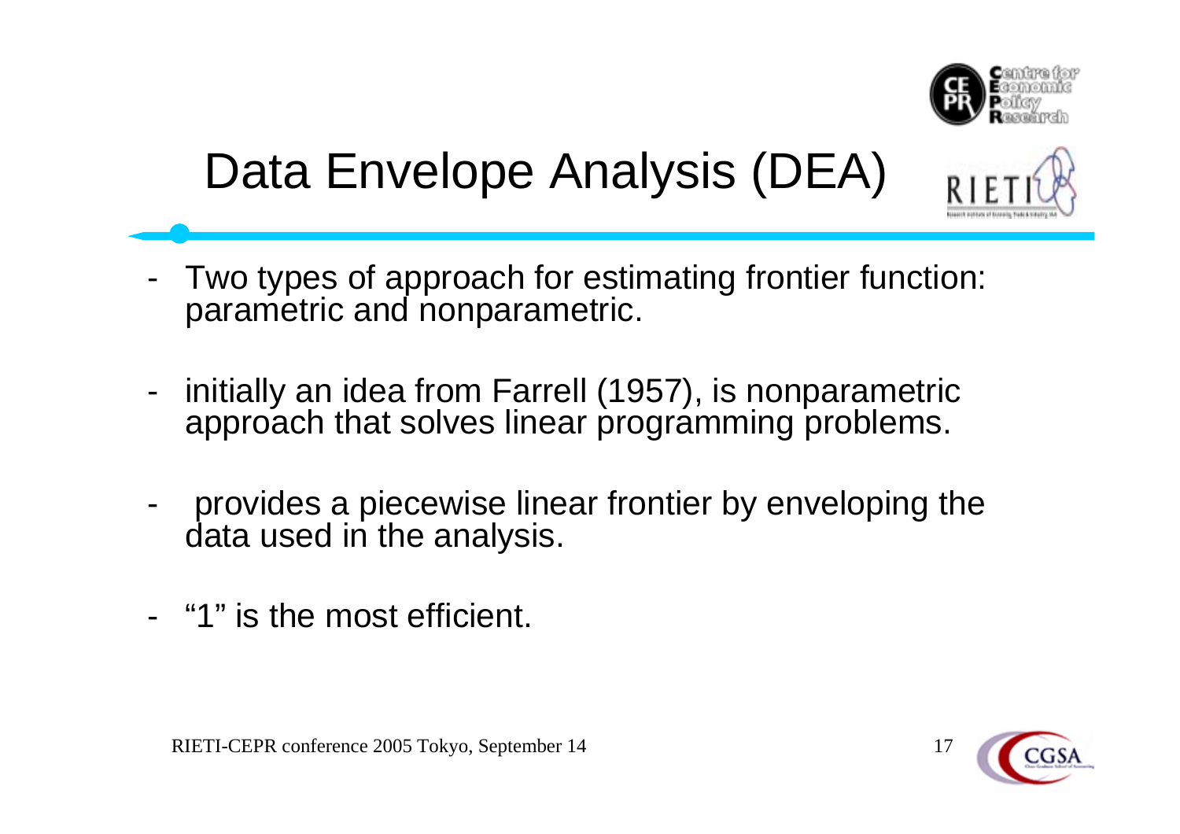# Data Envelope Analysis (DEA)

- Two types of approach for estimating frontier function: parametric and nonparametric.

- initially an idea from Farrell (1957), is nonparametric approach that solves linear programming problems.

- provides a piecewise linear frontier by enveloping the data used in the analysis.

- "1" is the most efficient.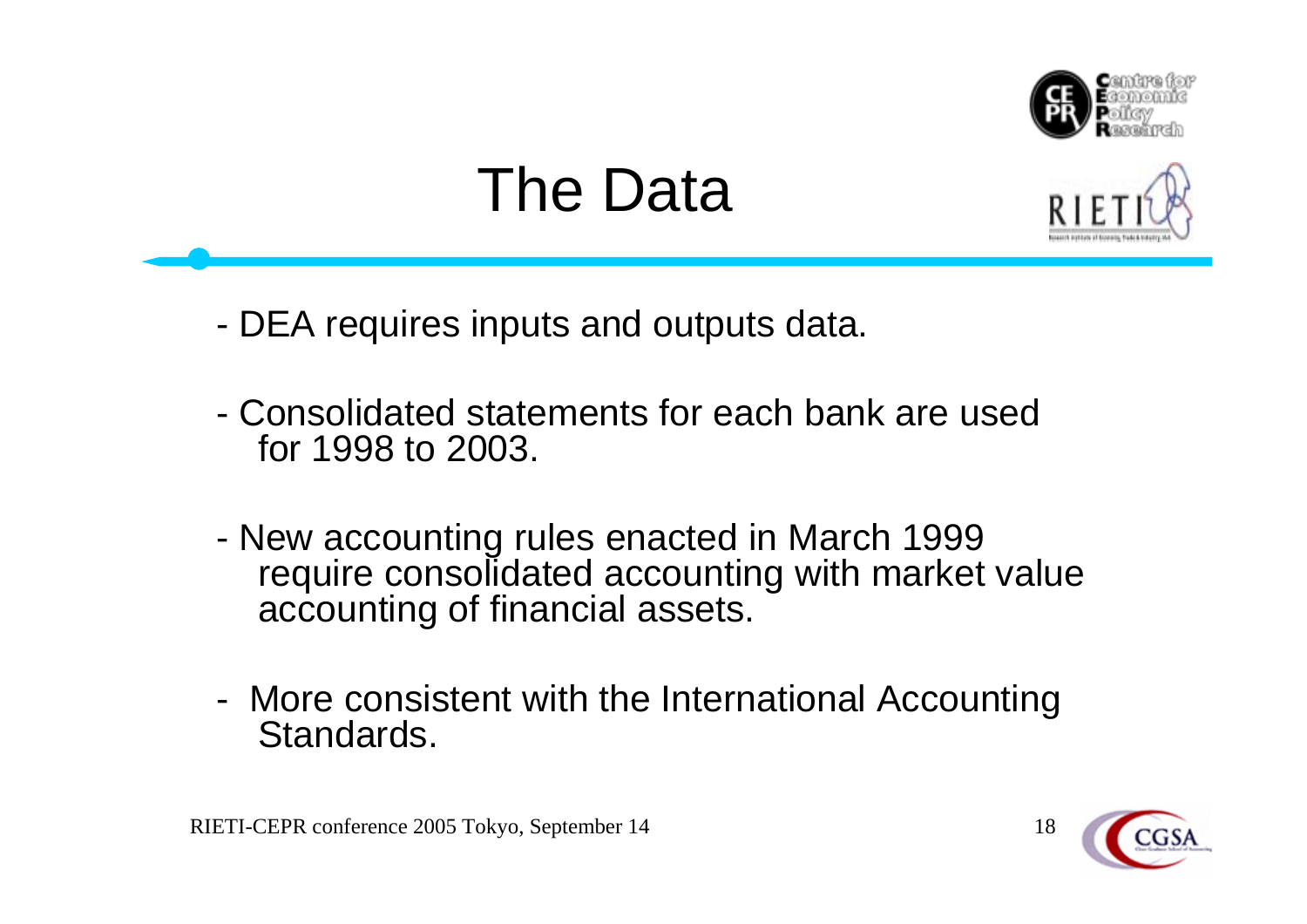# The Data

- DEA requires inputs and outputs data.
- Consolidated statements for each bank are used for 1998 to 2003.
- New accounting rules enacted in March 1999 require consolidated accounting with market value accounting of financial assets.
- More consistent with the International Accounting Standards.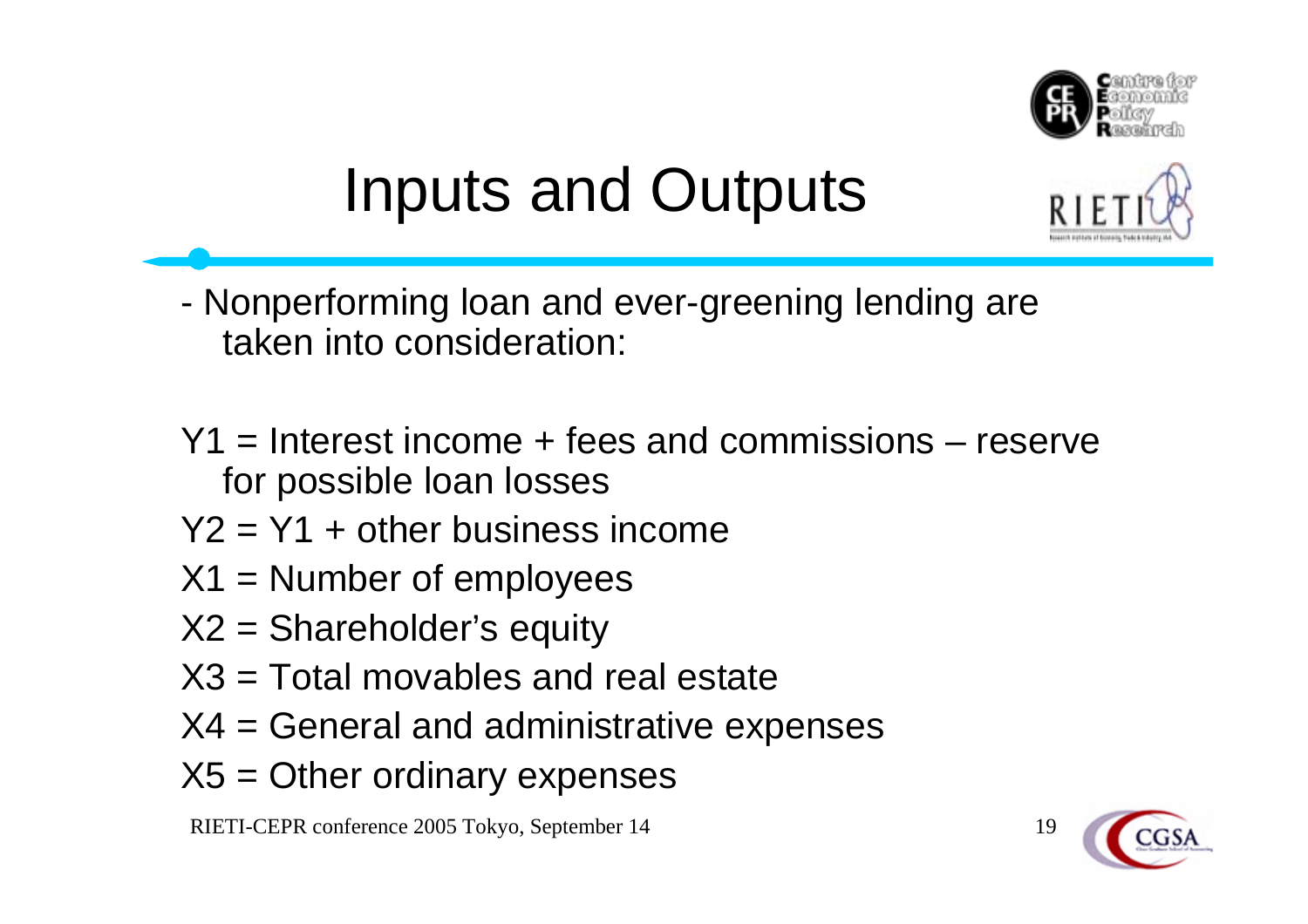# Inputs and Outputs

- Nonperforming loan and ever-greening lending are taken into consideration:

$Y1$ = Interest income + fees and commissions – reserve for possible loan losses

$Y2 = Y1$ + other business income

$X1$ = Number of employees

$X2$ = Shareholder's equity

$X3$ = Total movables and real estate

$X4$ = General and administrative expenses

$X5$ = Other ordinary expenses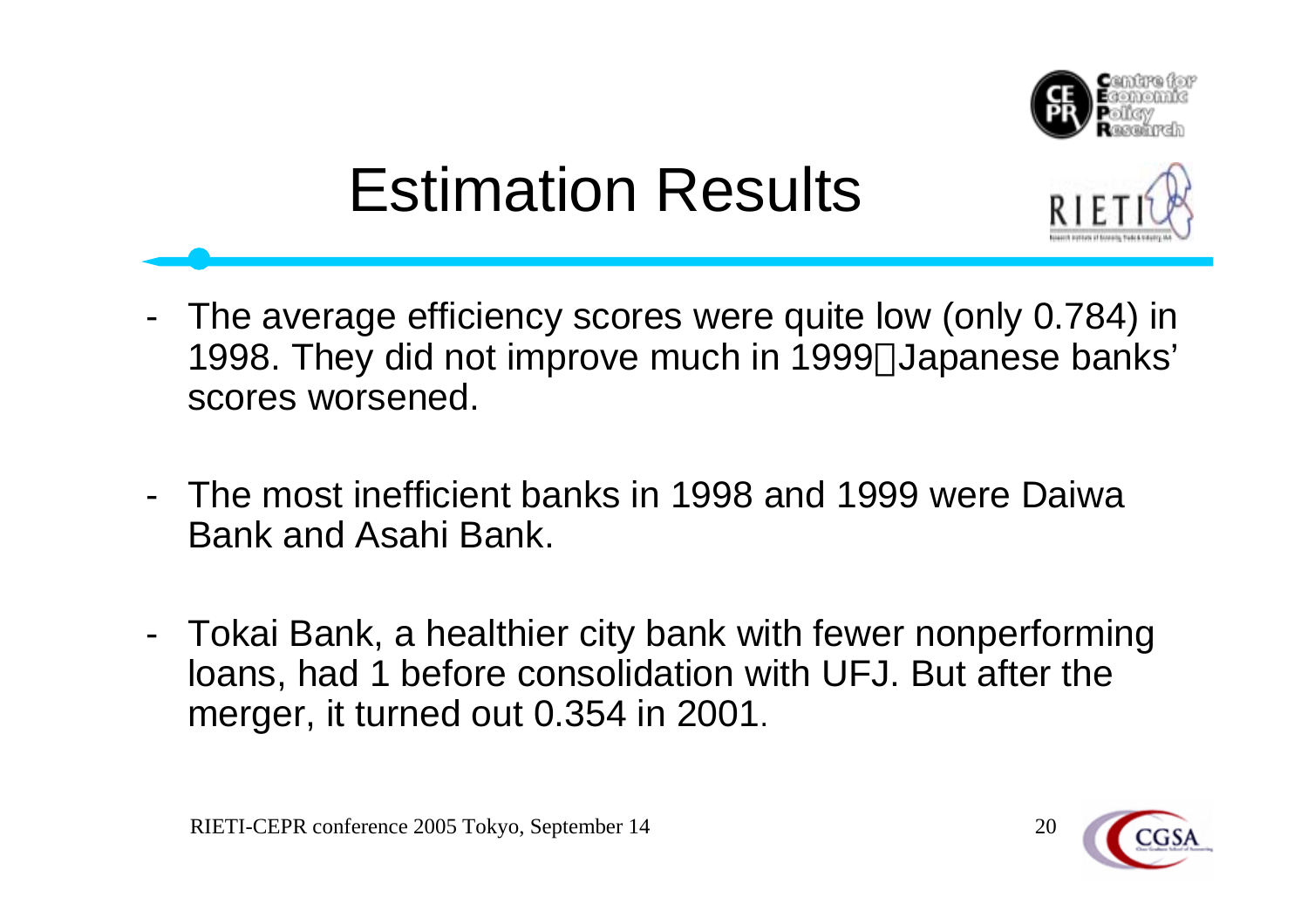# Estimation Results

- The average efficiency scores were quite low (only 0.784) in 1998. They did not improve much in 1999. Japanese banks' scores worsened.
- The most inefficient banks in 1998 and 1999 were Daiwa Bank and Asahi Bank.
- Tokai Bank, a healthier city bank with fewer nonperforming loans, had 1 before consolidation with UFJ. But after the merger, it turned out 0.354 in 2001.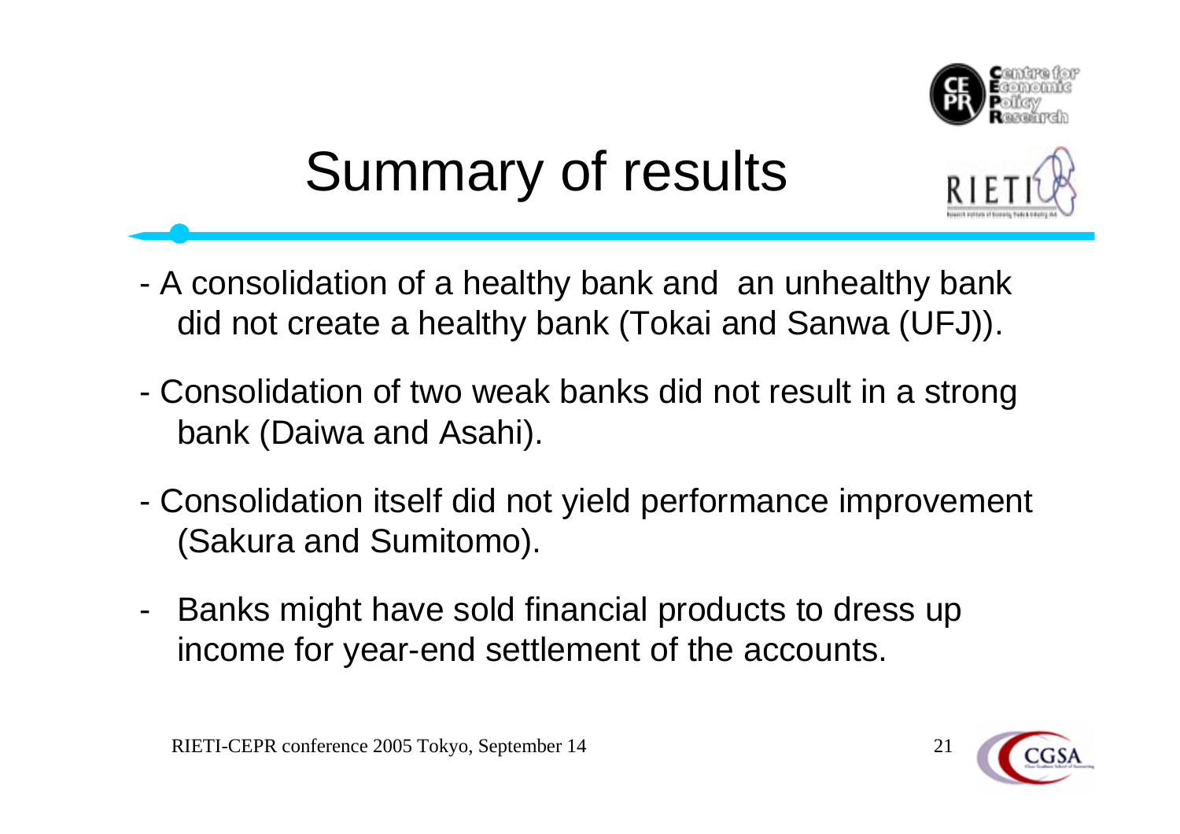# Summary of results

- A consolidation of a healthy bank and an unhealthy bank did not create a healthy bank (Tokai and Sanwa (UFJ)).
- Consolidation of two weak banks did not result in a strong bank (Daiwa and Asahi).
- Consolidation itself did not yield performance improvement (Sakura and Sumitomo).
- Banks might have sold financial products to dress up income for year-end settlement of the accounts.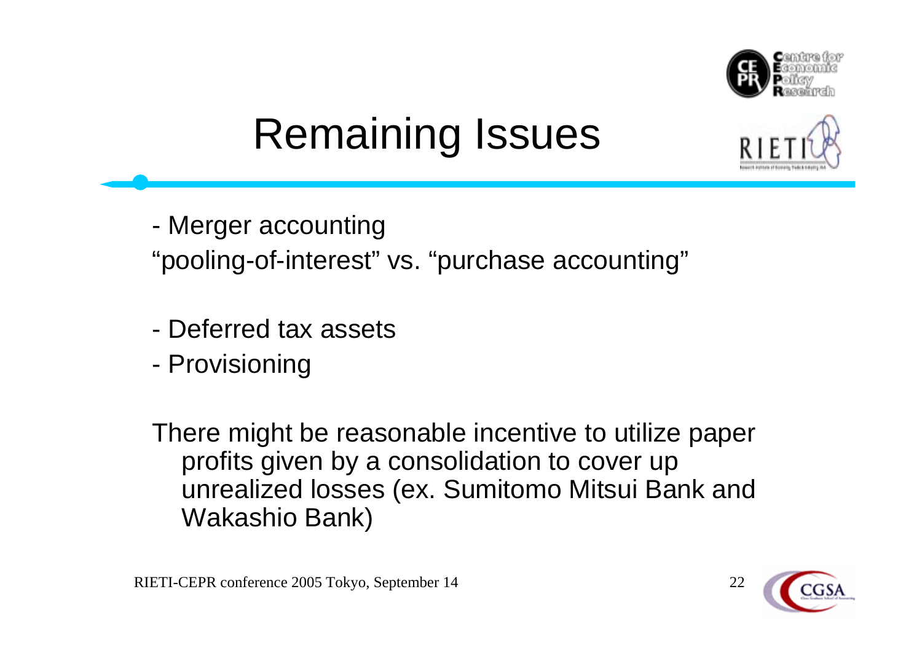# Remaining Issues

- Merger accounting
  "pooling-of-interest" vs. "purchase accounting"

- Deferred tax assets
- Provisioning

There might be reasonable incentive to utilize paper profits given by a consolidation to cover up unrealized losses (ex. Sumitomo Mitsui Bank and Wakashio Bank)